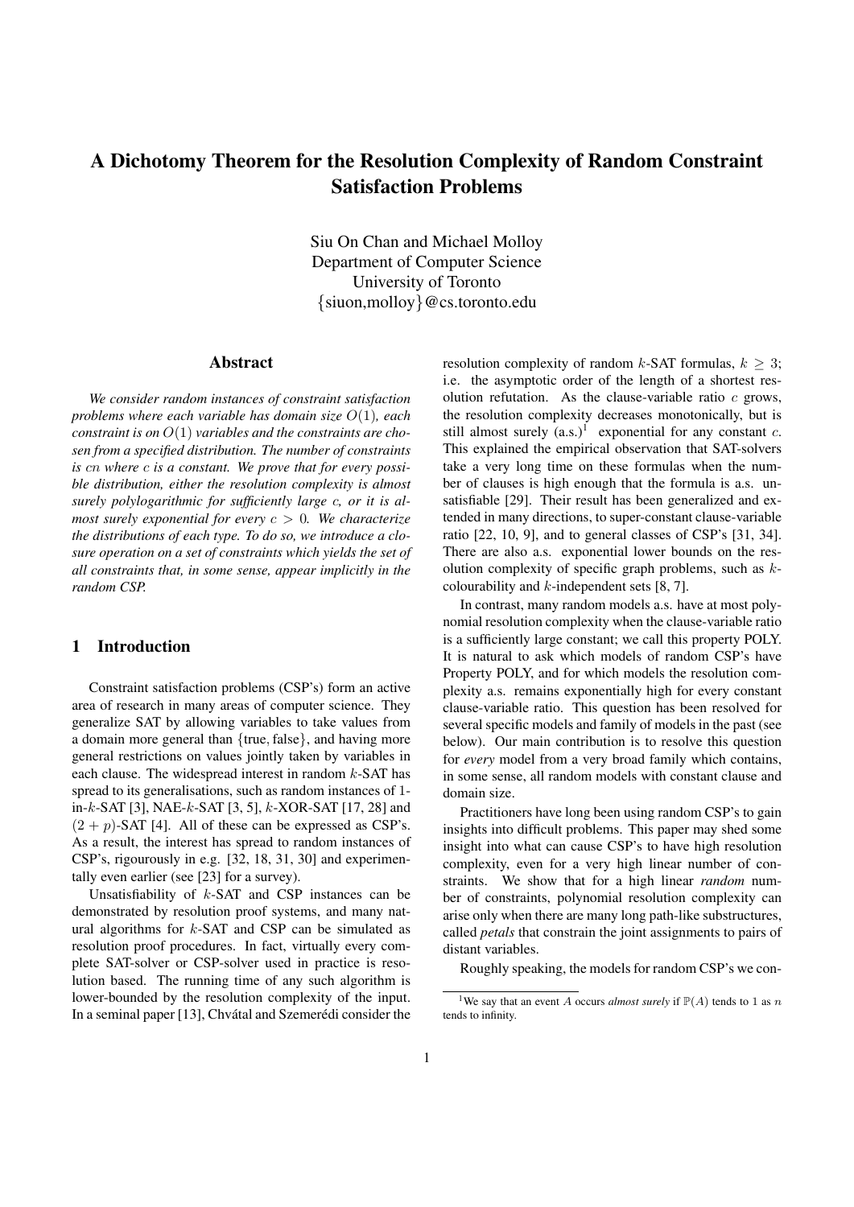# A Dichotomy Theorem for the Resolution Complexity of Random Constraint Satisfaction Problems

Siu On Chan and Michael Molloy
Department of Computer Science
University of Toronto
{siuon,molloy}@cs.toronto.edu

## Abstract

*We consider random instances of constraint satisfaction problems where each variable has domain size $O(1)$, each constraint is on $O(1)$ variables and the constraints are chosen from a specified distribution. The number of constraints is $cn$ where $c$ is a constant. We prove that for every possible distribution, either the resolution complexity is almost surely polylogarithmic for sufficiently large $c$, or it is almost surely exponential for every $c > 0$. We characterize the distributions of each type. To do so, we introduce a closure operation on a set of constraints which yields the set of all constraints that, in some sense, appear implicitly in the random CSP.*

## 1 Introduction

Constraint satisfaction problems (CSP's) form an active area of research in many areas of computer science. They generalize SAT by allowing variables to take values from a domain more general than {true, false}, and having more general restrictions on values jointly taken by variables in each clause. The widespread interest in random $k$-SAT has spread to its generalisations, such as random instances of 1-in-$k$-SAT [3], NAE-$k$-SAT [3, 5], $k$-XOR-SAT [17, 28] and $(2 + p)$-SAT [4]. All of these can be expressed as CSP's. As a result, the interest has spread to random instances of CSP's, rigourously in e.g. [32, 18, 31, 30] and experimentally even earlier (see [23] for a survey).

Unsatisfiability of $k$-SAT and CSP instances can be demonstrated by resolution proof systems, and many natural algorithms for $k$-SAT and CSP can be simulated as resolution proof procedures. In fact, virtually every complete SAT-solver or CSP-solver used in practice is resolution based. The running time of any such algorithm is lower-bounded by the resolution complexity of the input. In a seminal paper [13], Chvátal and Szemerédi consider the resolution complexity of random $k$-SAT formulas, $k \geq 3$; i.e. the asymptotic order of the length of a shortest resolution refutation. As the clause-variable ratio $c$ grows, the resolution complexity decreases monotonically, but is still almost surely (a.s.)[1] exponential for any constant $c$. This explained the empirical observation that SAT-solvers take a very long time on these formulas when the number of clauses is high enough that the formula is a.s. unsatisfiable [29]. Their result has been generalized and extended in many directions, to super-constant clause-variable ratio [22, 10, 9], and to general classes of CSP's [31, 34]. There are also a.s. exponential lower bounds on the resolution complexity of specific graph problems, such as $k$-colourability and $k$-independent sets [8, 7].

In contrast, many random models a.s. have at most polynomial resolution complexity when the clause-variable ratio is a sufficiently large constant; we call this property POLY. It is natural to ask which models of random CSP's have Property POLY, and for which models the resolution complexity a.s. remains exponentially high for every constant clause-variable ratio. This question has been resolved for several specific models and family of models in the past (see below). Our main contribution is to resolve this question for *every* model from a very broad family which contains, in some sense, all random models with constant clause and domain size.

Practitioners have long been using random CSP's to gain insights into difficult problems. This paper may shed some insight into what can cause CSP's to have high resolution complexity, even for a very high linear number of constraints. We show that for a high linear *random* number of constraints, polynomial resolution complexity can arise only when there are many long path-like substructures, called *petals* that constrain the joint assignments to pairs of distant variables.

Roughly speaking, the models for random CSP's we con-

[1] We say that an event $A$ occurs *almost surely* if $\mathbb{P}(A)$ tends to 1 as $n$ tends to infinity.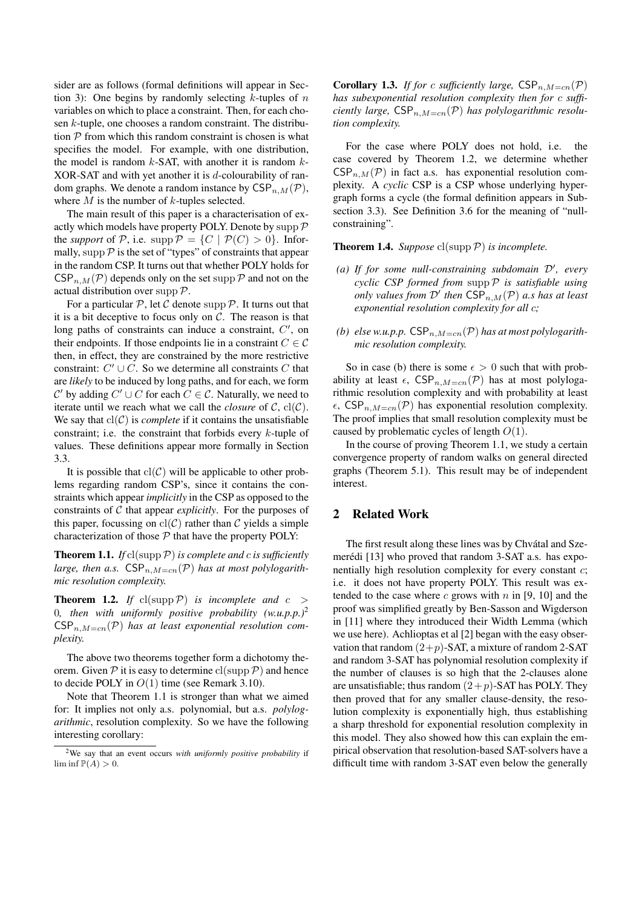sider are as follows (formal definitions will appear in Section 3): One begins by randomly selecting $k$-tuples of $n$ variables on which to place a constraint. Then, for each chosen $k$-tuple, one chooses a random constraint. The distribution $\mathcal{P}$ from which this random constraint is chosen is what specifies the model. For example, with one distribution, the model is random $k$-SAT, with another it is random $k$-XOR-SAT and with yet another it is $d$-colourability of random graphs. We denote a random instance by $\mathsf{CSP}_{n,M}(\mathcal{P})$, where $M$ is the number of $k$-tuples selected.

The main result of this paper is a characterisation of exactly which models have property POLY. Denote by $\operatorname{supp}\mathcal{P}$ the *support* of $\mathcal{P}$, i.e. $\operatorname{supp}\mathcal{P} = \{C \mid \mathcal{P}(C) > 0\}$. Informally, $\operatorname{supp}\mathcal{P}$ is the set of "types" of constraints that appear in the random CSP. It turns out that whether POLY holds for $\mathsf{CSP}_{n,M}(\mathcal{P})$ depends only on the set $\operatorname{supp}\mathcal{P}$ and not on the actual distribution over $\operatorname{supp}\mathcal{P}$.

For a particular $\mathcal{P}$, let $\mathcal{C}$ denote $\operatorname{supp}\mathcal{P}$. It turns out that it is a bit deceptive to focus only on $\mathcal{C}$. The reason is that long paths of constraints can induce a constraint, $C'$, on their endpoints. If those endpoints lie in a constraint $C \in \mathcal{C}$ then, in effect, they are constrained by the more restrictive constraint: $C' \cup C$. So we determine all constraints $C$ that are *likely* to be induced by long paths, and for each, we form $\mathcal{C}'$ by adding $C' \cup C$ for each $C \in \mathcal{C}$. Naturally, we need to iterate until we reach what we call the *closure* of $\mathcal{C}$, $\operatorname{cl}(\mathcal{C})$. We say that $\operatorname{cl}(\mathcal{C})$ is *complete* if it contains the unsatisfiable constraint; i.e. the constraint that forbids every $k$-tuple of values. These definitions appear more formally in Section 3.3.

It is possible that $\operatorname{cl}(\mathcal{C})$ will be applicable to other problems regarding random CSP's, since it contains the constraints which appear *implicitly* in the CSP as opposed to the constraints of $\mathcal{C}$ that appear *explicitly*. For the purposes of this paper, focussing on $\operatorname{cl}(\mathcal{C})$ rather than $\mathcal{C}$ yields a simple characterization of those $\mathcal{P}$ that have the property POLY:

**Theorem 1.1.** *If $\operatorname{cl}(\operatorname{supp}\mathcal{P})$ is complete and $c$ is sufficiently large, then a.s. $\mathsf{CSP}_{n,M=cn}(\mathcal{P})$ has at most polylogarithmic resolution complexity.*

**Theorem 1.2.** *If $\operatorname{cl}(\operatorname{supp}\mathcal{P})$ is incomplete and $c > 0$, then with uniformly positive probability (w.u.p.p.)*[2] *$\mathsf{CSP}_{n,M=cn}(\mathcal{P})$ has at least exponential resolution complexity.*

The above two theorems together form a dichotomy theorem. Given $\mathcal{P}$ it is easy to determine $\operatorname{cl}(\operatorname{supp}\mathcal{P})$ and hence to decide POLY in $O(1)$ time (see Remark 3.10).

Note that Theorem 1.1 is stronger than what we aimed for: It implies not only a.s. polynomial, but a.s. *polylogarithmic*, resolution complexity. So we have the following interesting corollary:

**Corollary 1.3.** *If for $c$ sufficiently large, $\mathsf{CSP}_{n,M=cn}(\mathcal{P})$ has subexponential resolution complexity then for $c$ sufficiently large, $\mathsf{CSP}_{n,M=cn}(\mathcal{P})$ has polylogarithmic resolution complexity.*

For the case where POLY does not hold, i.e. the case covered by Theorem 1.2, we determine whether $\mathsf{CSP}_{n,M}(\mathcal{P})$ in fact a.s. has exponential resolution complexity. A *cyclic* CSP is a CSP whose underlying hypergraph forms a cycle (the formal definition appears in Subsection 3.3). See Definition 3.6 for the meaning of "null-constraining".

**Theorem 1.4.** *Suppose $\operatorname{cl}(\operatorname{supp}\mathcal{P})$ is incomplete.*

*(a) If for some null-constraining subdomain $\mathcal{D}'$, every cyclic CSP formed from $\operatorname{supp}\mathcal{P}$ is satisfiable using only values from $\mathcal{D}'$ then $\mathsf{CSP}_{n,M}(\mathcal{P})$ a.s has at least exponential resolution complexity for all $c$;*

*(b) else w.u.p.p. $\mathsf{CSP}_{n,M=cn}(\mathcal{P})$ has at most polylogarithmic resolution complexity.*

So in case (b) there is some $\epsilon > 0$ such that with probability at least $\epsilon$, $\mathsf{CSP}_{n,M=cn}(\mathcal{P})$ has at most polylogarithmic resolution complexity and with probability at least $\epsilon$, $\mathsf{CSP}_{n,M=cn}(\mathcal{P})$ has exponential resolution complexity. The proof implies that small resolution complexity must be caused by problematic cycles of length $O(1)$.

In the course of proving Theorem 1.1, we study a certain convergence property of random walks on general directed graphs (Theorem 5.1). This result may be of independent interest.

## 2 Related Work

The first result along these lines was by Chvátal and Szemerédi [13] who proved that random 3-SAT a.s. has exponentially high resolution complexity for every constant $c$; i.e. it does not have property POLY. This result was extended to the case where $c$ grows with $n$ in [9, 10] and the proof was simplified greatly by Ben-Sasson and Wigderson in [11] where they introduced their Width Lemma (which we use here). Achlioptas et al [2] began with the easy observation that random $(2+p)$-SAT, a mixture of random 2-SAT and random 3-SAT has polynomial resolution complexity if the number of clauses is so high that the 2-clauses alone are unsatisfiable; thus random $(2+p)$-SAT has POLY. They then proved that for any smaller clause-density, the resolution complexity is exponentially high, thus establishing a sharp threshold for exponential resolution complexity in this model. They also showed how this can explain the empirical observation that resolution-based SAT-solvers have a difficult time with random 3-SAT even below the generally

[2] We say that an event occurs *with uniformly positive probability* if $\liminf \mathbb{P}(A) > 0$.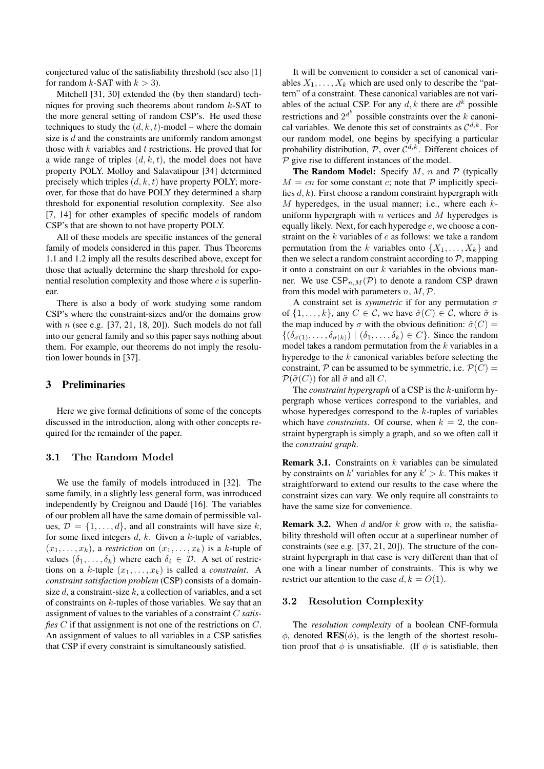conjectured value of the satisfiability threshold (see also [1] for random $k$-SAT with $k > 3$).

Mitchell [31, 30] extended the (by then standard) techniques for proving such theorems about random $k$-SAT to the more general setting of random CSP's. He used these techniques to study the $(d, k, t)$-model – where the domain size is $d$ and the constraints are uniformly random amongst those with $k$ variables and $t$ restrictions. He proved that for a wide range of triples $(d, k, t)$, the model does not have property POLY. Molloy and Salavatipour [34] determined precisely which triples $(d, k, t)$ have property POLY; moreover, for those that do have POLY they determined a sharp threshold for exponential resolution complexity. See also [7, 14] for other examples of specific models of random CSP's that are shown to not have property POLY.

All of these models are specific instances of the general family of models considered in this paper. Thus Theorems 1.1 and 1.2 imply all the results described above, except for those that actually determine the sharp threshold for exponential resolution complexity and those where $c$ is superlinear.

There is also a body of work studying some random CSP's where the constraint-sizes and/or the domains grow with $n$ (see e.g. [37, 21, 18, 20]). Such models do not fall into our general family and so this paper says nothing about them. For example, our theorems do not imply the resolution lower bounds in [37].

## 3 Preliminaries

Here we give formal definitions of some of the concepts discussed in the introduction, along with other concepts required for the remainder of the paper.

### 3.1 The Random Model

We use the family of models introduced in [32]. The same family, in a slightly less general form, was introduced independently by Creignou and Daudé [16]. The variables of our problem all have the same domain of permissible values, $\mathcal{D} = \{1, \dots, d\}$, and all constraints will have size $k$, for some fixed integers $d, k$. Given a $k$-tuple of variables, $(x_1, \dots, x_k)$, a *restriction* on $(x_1, \dots, x_k)$ is a $k$-tuple of values $(\delta_1, \dots, \delta_k)$ where each $\delta_i \in \mathcal{D}$. A set of restrictions on a $k$-tuple $(x_1, \dots, x_k)$ is called a *constraint*. A *constraint satisfaction problem* (CSP) consists of a domain-size $d$, a constraint-size $k$, a collection of variables, and a set of constraints on $k$-tuples of those variables. We say that an assignment of values to the variables of a constraint $C$ *satisfies* $C$ if that assignment is not one of the restrictions on $C$. An assignment of values to all variables in a CSP satisfies that CSP if every constraint is simultaneously satisfied.

It will be convenient to consider a set of canonical variables $X_1, \dots, X_k$ which are used only to describe the "pattern" of a constraint. These canonical variables are not variables of the actual CSP. For any $d, k$ there are $d^k$ possible restrictions and $2^{d^k}$ possible constraints over the $k$ canonical variables. We denote this set of constraints as $\mathcal{C}^{d,k}$. For our random model, one begins by specifying a particular probability distribution, $\mathcal{P}$, over $\mathcal{C}^{d,k}$. Different choices of $\mathcal{P}$ give rise to different instances of the model.

**The Random Model:** Specify $M$, $n$ and $\mathcal{P}$ (typically $M = cn$ for some constant $c$; note that $\mathcal{P}$ implicitly specifies $d, k$). First choose a random constraint hypergraph with $M$ hyperedges, in the usual manner; i.e., where each $k$-uniform hypergraph with $n$ vertices and $M$ hyperedges is equally likely. Next, for each hyperedge $e$, we choose a constraint on the $k$ variables of $e$ as follows: we take a random permutation from the $k$ variables onto $\{X_1, \dots, X_k\}$ and then we select a random constraint according to $\mathcal{P}$, mapping it onto a constraint on our $k$ variables in the obvious manner. We use $\mathsf{CSP}_{n,M}(\mathcal{P})$ to denote a random CSP drawn from this model with parameters $n, M, \mathcal{P}$.

A constraint set is *symmetric* if for any permutation $\sigma$ of $\{1, \dots, k\}$, any $C \in \mathcal{C}$, we have $\tilde{\sigma}(C) \in \mathcal{C}$, where $\tilde{\sigma}$ is the map induced by $\sigma$ with the obvious definition: $\tilde{\sigma}(C) = \{(\delta_{\sigma(1)}, \dots, \delta_{\sigma(k)}) \mid (\delta_1, \dots, \delta_k) \in C\}$. Since the random model takes a random permutation from the $k$ variables in a hyperedge to the $k$ canonical variables before selecting the constraint, $\mathcal{P}$ can be assumed to be symmetric, i.e. $\mathcal{P}(C) = \mathcal{P}(\tilde{\sigma}(C))$ for all $\tilde{\sigma}$ and all $C$.

The *constraint hypergraph* of a CSP is the $k$-uniform hypergraph whose vertices correspond to the variables, and whose hyperedges correspond to the $k$-tuples of variables which have *constraints*. Of course, when $k = 2$, the constraint hypergraph is simply a graph, and so we often call it the *constraint graph*.

**Remark 3.1.** Constraints on $k$ variables can be simulated by constraints on $k'$ variables for any $k' > k$. This makes it straightforward to extend our results to the case where the constraint sizes can vary. We only require all constraints to have the same size for convenience.

**Remark 3.2.** When $d$ and/or $k$ grow with $n$, the satisfiability threshold will often occur at a superlinear number of constraints (see e.g. [37, 21, 20]). The structure of the constraint hypergraph in that case is very different than that of one with a linear number of constraints. This is why we restrict our attention to the case $d, k = O(1)$.

### 3.2 Resolution Complexity

The *resolution complexity* of a boolean CNF-formula $\phi$, denoted $\mathbf{RES}(\phi)$, is the length of the shortest resolution proof that $\phi$ is unsatisfiable. (If $\phi$ is satisfiable, then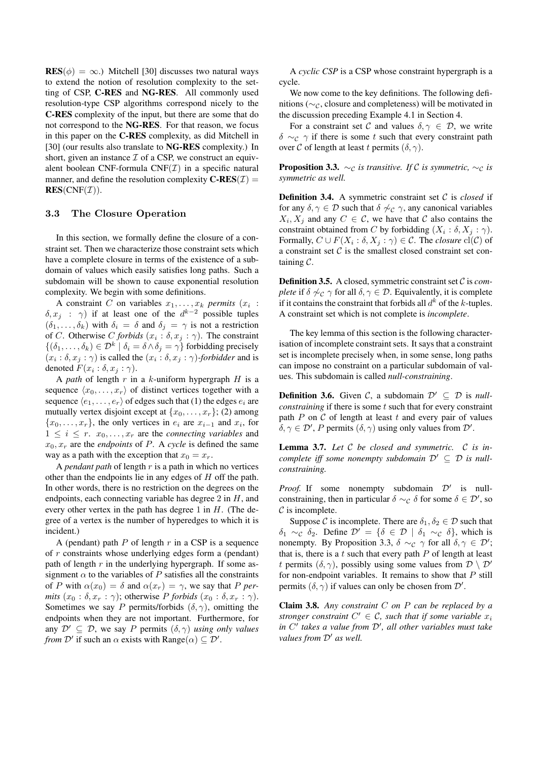**RES**$(\phi) = \infty$.) Mitchell [30] discusses two natural ways to extend the notion of resolution complexity to the setting of CSP, **C-RES** and **NG-RES**. All commonly used resolution-type CSP algorithms correspond nicely to the **C-RES** complexity of the input, but there are some that do not correspond to the **NG-RES**. For that reason, we focus in this paper on the **C-RES** complexity, as did Mitchell in [30] (our results also translate to **NG-RES** complexity.) In short, given an instance $\mathcal{I}$ of a CSP, we construct an equivalent boolean CNF-formula $\mathrm{CNF}(\mathcal{I})$ in a specific natural manner, and define the resolution complexity $\textbf{C-RES}(\mathcal{I}) = \textbf{RES}(\mathrm{CNF}(\mathcal{I}))$.

### 3.3 The Closure Operation

In this section, we formally define the closure of a constraint set. Then we characterize those constraint sets which have a complete closure in terms of the existence of a subdomain of values which easily satisfies long paths. Such a subdomain will be shown to cause exponential resolution complexity. We begin with some definitions.

A constraint $C$ on variables $x_1, \ldots, x_k$ *permits* $(x_i : \delta, x_j : \gamma)$ if at least one of the $d^{k-2}$ possible tuples $(\delta_1, \ldots, \delta_k)$ with $\delta_i = \delta$ and $\delta_j = \gamma$ is not a restriction of $C$. Otherwise $C$ *forbids* $(x_i : \delta, x_j : \gamma)$. The constraint $\{(\delta_1, \ldots, \delta_k) \in \mathcal{D}^k \mid \delta_i = \delta \wedge \delta_j = \gamma\}$ forbidding precisely $(x_i : \delta, x_j : \gamma)$ is called the $(x_i : \delta, x_j : \gamma)$*-forbidder* and is denoted $F(x_i : \delta, x_j : \gamma)$.

A *path* of length $r$ in a $k$-uniform hypergraph $H$ is a sequence $\langle x_0, \ldots, x_r \rangle$ of distinct vertices together with a sequence $\langle e_1, \ldots, e_r \rangle$ of edges such that (1) the edges $e_i$ are mutually vertex disjoint except at $\{x_0, \ldots, x_r\}$; (2) among $\{x_0, \ldots, x_r\}$, the only vertices in $e_i$ are $x_{i-1}$ and $x_i$, for $1 \le i \le r$. $x_0, \ldots, x_r$ are the *connecting variables* and $x_0, x_r$ are the *endpoints* of $P$. A *cycle* is defined the same way as a path with the exception that $x_0 = x_r$.

A *pendant path* of length $r$ is a path in which no vertices other than the endpoints lie in any edges of $H$ off the path. In other words, there is no restriction on the degrees on the endpoints, each connecting variable has degree 2 in $H$, and every other vertex in the path has degree 1 in $H$. (The degree of a vertex is the number of hyperedges to which it is incident.)

A (pendant) path $P$ of length $r$ in a CSP is a sequence of $r$ constraints whose underlying edges form a (pendant) path of length $r$ in the underlying hypergraph. If some assignment $\alpha$ to the variables of $P$ satisfies all the constraints of $P$ with $\alpha(x_0) = \delta$ and $\alpha(x_r) = \gamma$, we say that $P$ *permits* $(x_0 : \delta, x_r : \gamma)$; otherwise $P$ *forbids* $(x_0 : \delta, x_r : \gamma)$. Sometimes we say $P$ permits/forbids $(\delta, \gamma)$, omitting the endpoints when they are not important. Furthermore, for any $\mathcal{D}' \subseteq \mathcal{D}$, we say $P$ permits $(x_0 : \delta, x_r : \gamma)$ *using only values from* $\mathcal{D}'$ if such an $\alpha$ exists with $\mathrm{Range}(\alpha) \subseteq \mathcal{D}'$.

A *cyclic CSP* is a CSP whose constraint hypergraph is a cycle.

We now come to the key definitions. The following definitions ($\sim_{\mathcal{C}}$, closure and completeness) will be motivated in the discussion preceding Example 4.1 in Section 4.

For a constraint set $\mathcal{C}$ and values $\delta, \gamma \in \mathcal{D}$, we write $\delta \sim_{\mathcal{C}} \gamma$ if there is some $t$ such that every constraint path over $\mathcal{C}$ of length at least $t$ permits $(\delta, \gamma)$.

**Proposition 3.3.** *$\sim_{\mathcal{C}}$ is transitive. If $\mathcal{C}$ is symmetric, $\sim_{\mathcal{C}}$ is symmetric as well.*

**Definition 3.4.** A symmetric constraint set $\mathcal{C}$ is *closed* if for any $\delta, \gamma \in \mathcal{D}$ such that $\delta \not\sim_{\mathcal{C}} \gamma$, any canonical variables $X_i, X_j$ and any $C \in \mathcal{C}$, we have that $\mathcal{C}$ also contains the constraint obtained from $C$ by forbidding $(X_i : \delta, X_j : \gamma)$. Formally, $C \cup F(X_i : \delta, X_j : \gamma) \in \mathcal{C}$. The *closure* $\mathrm{cl}(\mathcal{C})$ of a constraint set $\mathcal{C}$ is the smallest closed constraint set containing $\mathcal{C}$.

**Definition 3.5.** A closed, symmetric constraint set $\mathcal{C}$ is *complete* if $\delta \not\sim_{\mathcal{C}} \gamma$ for all $\delta, \gamma \in \mathcal{D}$. Equivalently, it is complete if it contains the constraint that forbids all $d^k$ of the $k$-tuples. A constraint set which is not complete is *incomplete*.

The key lemma of this section is the following characterisation of incomplete constraint sets. It says that a constraint set is incomplete precisely when, in some sense, long paths can impose no constraint on a particular subdomain of values. This subdomain is called *null-constraining*.

**Definition 3.6.** Given $\mathcal{C}$, a subdomain $\mathcal{D}' \subseteq \mathcal{D}$ is *null-constraining* if there is some $t$ such that for every constraint path $P$ on $\mathcal{C}$ of length at least $t$ and every pair of values $\delta, \gamma \in \mathcal{D}'$, $P$ permits $(\delta, \gamma)$ using only values from $\mathcal{D}'$.

**Lemma 3.7.** *Let $\mathcal{C}$ be closed and symmetric. $\mathcal{C}$ is incomplete iff some nonempty subdomain $\mathcal{D}' \subseteq \mathcal{D}$ is null-constraining.*

*Proof.* If some nonempty subdomain $\mathcal{D}'$ is null-constraining, then in particular $\delta \sim_{\mathcal{C}} \delta$ for some $\delta \in \mathcal{D}'$, so $\mathcal{C}$ is incomplete.

Suppose $\mathcal{C}$ is incomplete. There are $\delta_1, \delta_2 \in \mathcal{D}$ such that $\delta_1 \sim_{\mathcal{C}} \delta_2$. Define $\mathcal{D}' = \{\delta \in \mathcal{D} \mid \delta_1 \sim_{\mathcal{C}} \delta\}$, which is nonempty. By Proposition 3.3, $\delta \sim_{\mathcal{C}} \gamma$ for all $\delta, \gamma \in \mathcal{D}'$; that is, there is a $t$ such that every path $P$ of length at least $t$ permits $(\delta, \gamma)$, possibly using some values from $\mathcal{D} \setminus \mathcal{D}'$ for non-endpoint variables. It remains to show that $P$ still permits $(\delta, \gamma)$ if values can only be chosen from $\mathcal{D}'$.

**Claim 3.8.** *Any constraint $C$ on $P$ can be replaced by a stronger constraint $C' \in \mathcal{C}$, such that if some variable $x_i$ in $C'$ takes a value from $\mathcal{D}'$, all other variables must take values from $\mathcal{D}'$ as well.*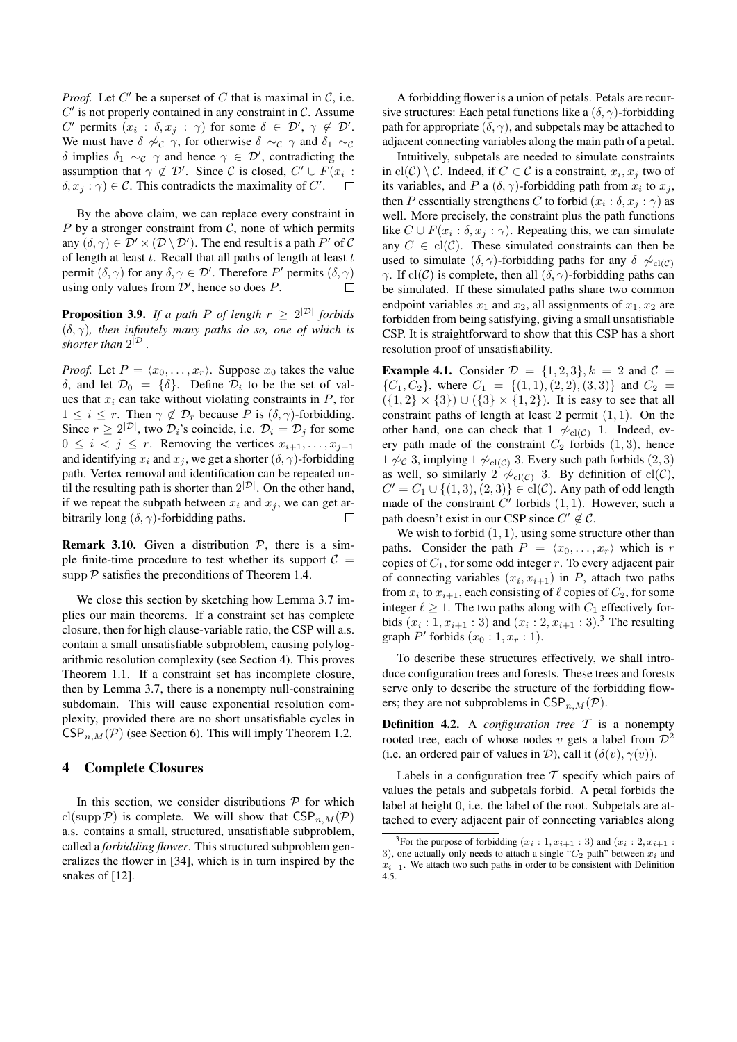*Proof.* Let $C'$ be a superset of $C$ that is maximal in $\mathcal{C}$, i.e. $C'$ is not properly contained in any constraint in $\mathcal{C}$. Assume $C'$ permits $(x_i : \delta, x_j : \gamma)$ for some $\delta \in \mathcal{D}'$, $\gamma \notin \mathcal{D}'$. We must have $\delta \not\sim_{\mathcal{C}} \gamma$, for otherwise $\delta \sim_{\mathcal{C}} \gamma$ and $\delta_1 \sim_{\mathcal{C}} \delta$ implies $\delta_1 \sim_{\mathcal{C}} \gamma$ and hence $\gamma \in \mathcal{D}'$, contradicting the assumption that $\gamma \notin \mathcal{D}'$. Since $\mathcal{C}$ is closed, $C' \cup F(x_i : \delta, x_j : \gamma) \in \mathcal{C}$. This contradicts the maximality of $C'$. □

By the above claim, we can replace every constraint in $P$ by a stronger constraint from $\mathcal{C}$, none of which permits any $(\delta, \gamma) \in \mathcal{D}' \times (\mathcal{D} \setminus \mathcal{D}')$. The end result is a path $P'$ of $\mathcal{C}$ of length at least $t$. Recall that all paths of length at least $t$ permit $(\delta, \gamma)$ for any $\delta, \gamma \in \mathcal{D}'$. Therefore $P'$ permits $(\delta, \gamma)$ using only values from $\mathcal{D}'$, hence so does $P$. □

**Proposition 3.9.** *If a path $P$ of length $r \geq 2^{|\mathcal{D}|}$ forbids $(\delta, \gamma)$, then infinitely many paths do so, one of which is shorter than $2^{|\mathcal{D}|}$.*

*Proof.* Let $P = \langle x_0, \ldots, x_r \rangle$. Suppose $x_0$ takes the value $\delta$, and let $\mathcal{D}_0 = \{\delta\}$. Define $\mathcal{D}_i$ to be the set of values that $x_i$ can take without violating constraints in $P$, for $1 \leq i \leq r$. Then $\gamma \notin \mathcal{D}_r$ because $P$ is $(\delta, \gamma)$-forbidding. Since $r \geq 2^{|\mathcal{D}|}$, two $\mathcal{D}_i$'s coincide, i.e. $\mathcal{D}_i = \mathcal{D}_j$ for some $0 \leq i < j \leq r$. Removing the vertices $x_{i+1}, \ldots, x_{j-1}$ and identifying $x_i$ and $x_j$, we get a shorter $(\delta, \gamma)$-forbidding path. Vertex removal and identification can be repeated until the resulting path is shorter than $2^{|\mathcal{D}|}$. On the other hand, if we repeat the subpath between $x_i$ and $x_j$, we can get arbitrarily long $(\delta, \gamma)$-forbidding paths. □

**Remark 3.10.** Given a distribution $\mathcal{P}$, there is a simple finite-time procedure to test whether its support $\mathcal{C} = \operatorname{supp} \mathcal{P}$ satisfies the preconditions of Theorem 1.4.

We close this section by sketching how Lemma 3.7 implies our main theorems. If a constraint set has complete closure, then for high clause-variable ratio, the CSP will a.s. contain a small unsatisfiable subproblem, causing polylogarithmic resolution complexity (see Section 4). This proves Theorem 1.1. If a constraint set has incomplete closure, then by Lemma 3.7, there is a nonempty null-constraining subdomain. This will cause exponential resolution complexity, provided there are no short unsatisfiable cycles in $\mathsf{CSP}_{n,M}(\mathcal{P})$ (see Section 6). This will imply Theorem 1.2.

## 4 Complete Closures

In this section, we consider distributions $\mathcal{P}$ for which $\operatorname{cl}(\operatorname{supp} \mathcal{P})$ is complete. We will show that $\mathsf{CSP}_{n,M}(\mathcal{P})$ a.s. contains a small, structured, unsatisfiable subproblem, called a *forbidding flower*. This structured subproblem generalizes the flower in [34], which is in turn inspired by the snakes of [12].

A forbidding flower is a union of petals. Petals are recursive structures: Each petal functions like a $(\delta, \gamma)$-forbidding path for appropriate $(\delta, \gamma)$, and subpetals may be attached to adjacent connecting variables along the main path of a petal.

Intuitively, subpetals are needed to simulate constraints in $\operatorname{cl}(\mathcal{C}) \setminus \mathcal{C}$. Indeed, if $C \in \mathcal{C}$ is a constraint, $x_i, x_j$ two of its variables, and $P$ a $(\delta, \gamma)$-forbidding path from $x_i$ to $x_j$, then $P$ essentially strengthens $C$ to forbid $(x_i : \delta, x_j : \gamma)$ as well. More precisely, the constraint plus the path functions like $C \cup F(x_i : \delta, x_j : \gamma)$. Repeating this, we can simulate any $C \in \operatorname{cl}(\mathcal{C})$. These simulated constraints can then be used to simulate $(\delta, \gamma)$-forbidding paths for any $\delta \not\sim_{\operatorname{cl}(\mathcal{C})} \gamma$. If $\operatorname{cl}(\mathcal{C})$ is complete, then all $(\delta, \gamma)$-forbidding paths can be simulated. If these simulated paths share two common endpoint variables $x_1$ and $x_2$, all assignments of $x_1, x_2$ are forbidden from being satisfying, giving a small unsatisfiable CSP. It is straightforward to show that this CSP has a short resolution proof of unsatisfiability.

**Example 4.1.** Consider $\mathcal{D} = \{1, 2, 3\}, k = 2$ and $\mathcal{C} = \{C_1, C_2\}$, where $C_1 = \{(1, 1), (2, 2), (3, 3)\}$ and $C_2 = (\{1, 2\} \times \{3\}) \cup (\{3\} \times \{1, 2\})$. It is easy to see that all constraint paths of length at least 2 permit $(1, 1)$. On the other hand, one can check that $1 \not\sim_{\operatorname{cl}(\mathcal{C})} 1$. Indeed, every path made of the constraint $C_2$ forbids $(1, 3)$, hence $1 \not\sim_{\mathcal{C}} 3$, implying $1 \not\sim_{\operatorname{cl}(\mathcal{C})} 3$. Every such path forbids $(2, 3)$ as well, so similarly $2 \not\sim_{\operatorname{cl}(\mathcal{C})} 3$. By definition of $\operatorname{cl}(\mathcal{C})$, $C' = C_1 \cup \{(1, 3), (2, 3)\} \in \operatorname{cl}(\mathcal{C})$. Any path of odd length made of the constraint $C'$ forbids $(1, 1)$. However, such a path doesn't exist in our CSP since $C' \notin \mathcal{C}$.

We wish to forbid $(1, 1)$, using some structure other than paths. Consider the path $P = \langle x_0, \ldots, x_r \rangle$ which is $r$ copies of $C_1$, for some odd integer $r$. To every adjacent pair of connecting variables $(x_i, x_{i+1})$ in $P$, attach two paths from $x_i$ to $x_{i+1}$, each consisting of $\ell$ copies of $C_2$, for some integer $\ell \geq 1$. The two paths along with $C_1$ effectively forbids $(x_i : 1, x_{i+1} : 3)$ and $(x_i : 2, x_{i+1} : 3)$.[3] The resulting graph $P'$ forbids $(x_0 : 1, x_r : 1)$.

To describe these structures effectively, we shall introduce configuration trees and forests. These trees and forests serve only to describe the structure of the forbidding flowers; they are not subproblems in $\mathsf{CSP}_{n,M}(\mathcal{P})$.

**Definition 4.2.** A *configuration tree* $\mathcal{T}$ is a nonempty rooted tree, each of whose nodes $v$ gets a label from $\mathcal{D}^2$ (i.e. an ordered pair of values in $\mathcal{D}$), call it $(\delta(v), \gamma(v))$.

Labels in a configuration tree $\mathcal{T}$ specify which pairs of values the petals and subpetals forbid. A petal forbids the label at height 0, i.e. the label of the root. Subpetals are attached to every adjacent pair of connecting variables along

[3] For the purpose of forbidding $(x_i : 1, x_{i+1} : 3)$ and $(x_i : 2, x_{i+1} : 3)$, one actually only needs to attach a single "$C_2$ path" between $x_i$ and $x_{i+1}$. We attach two such paths in order to be consistent with Definition 4.5.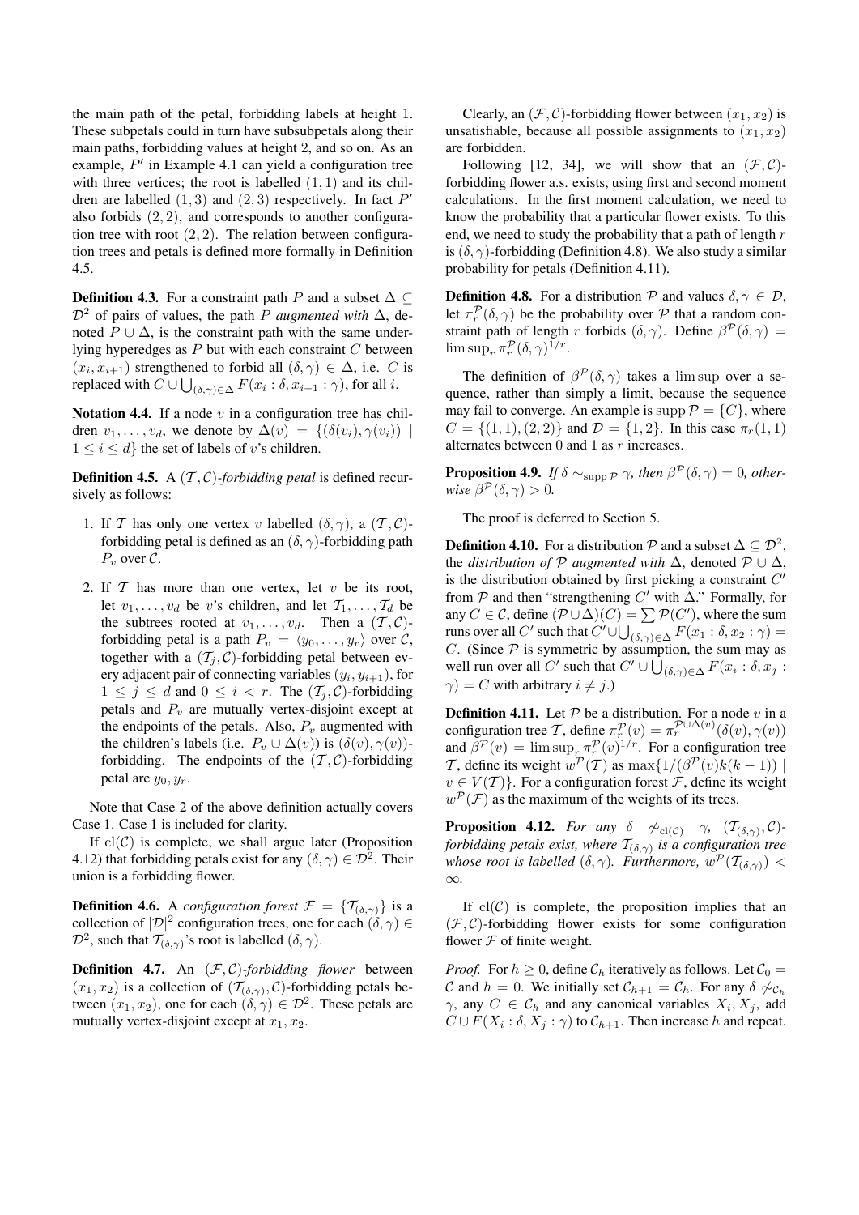the main path of the petal, forbidding labels at height 1. These subpetals could in turn have subsubpetals along their main paths, forbidding values at height 2, and so on. As an example, $P'$ in Example 4.1 can yield a configuration tree with three vertices; the root is labelled $(1,1)$ and its children are labelled $(1,3)$ and $(2,3)$ respectively. In fact $P'$ also forbids $(2,2)$, and corresponds to another configuration tree with root $(2,2)$. The relation between configuration trees and petals is defined more formally in Definition 4.5.

**Definition 4.3.** For a constraint path $P$ and a subset $\Delta \subseteq \mathcal{D}^2$ of pairs of values, the path $P$ *augmented with* $\Delta$, denoted $P \cup \Delta$, is the constraint path with the same underlying hyperedges as $P$ but with each constraint $C$ between $(x_i, x_{i+1})$ strengthened to forbid all $(\delta,\gamma) \in \Delta$, i.e. $C$ is replaced with $C \cup \bigcup_{(\delta,\gamma)\in\Delta} F(x_i : \delta, x_{i+1} : \gamma)$, for all $i$.

**Notation 4.4.** If a node $v$ in a configuration tree has children $v_1,\dots,v_d$, we denote by $\Delta(v) = \{(\delta(v_i),\gamma(v_i)) \mid 1 \le i \le d\}$ the set of labels of $v$'s children.

**Definition 4.5.** A $(\mathcal{T},\mathcal{C})$*-forbidding petal* is defined recursively as follows:

1. If $\mathcal{T}$ has only one vertex $v$ labelled $(\delta,\gamma)$, a $(\mathcal{T},\mathcal{C})$-forbidding petal is defined as an $(\delta,\gamma)$-forbidding path $P_v$ over $\mathcal{C}$.
2. If $\mathcal{T}$ has more than one vertex, let $v$ be its root, let $v_1,\dots,v_d$ be $v$'s children, and let $\mathcal{T}_1,\dots,\mathcal{T}_d$ be the subtrees rooted at $v_1,\dots,v_d$. Then a $(\mathcal{T},\mathcal{C})$-forbidding petal is a path $P_v = \langle y_0,\dots,y_r\rangle$ over $\mathcal{C}$, together with a $(\mathcal{T}_j,\mathcal{C})$-forbidding petal between every adjacent pair of connecting variables $(y_i, y_{i+1})$, for $1 \le j \le d$ and $0 \le i < r$. The $(\mathcal{T}_j,\mathcal{C})$-forbidding petals and $P_v$ are mutually vertex-disjoint except at the endpoints of the petals. Also, $P_v$ augmented with the children's labels (i.e. $P_v \cup \Delta(v)$) is $(\delta(v),\gamma(v))$-forbidding. The endpoints of the $(\mathcal{T},\mathcal{C})$-forbidding petal are $y_0, y_r$.

Note that Case 2 of the above definition actually covers Case 1. Case 1 is included for clarity.

If $\mathrm{cl}(\mathcal{C})$ is complete, we shall argue later (Proposition 4.12) that forbidding petals exist for any $(\delta,\gamma) \in \mathcal{D}^2$. Their union is a forbidding flower.

**Definition 4.6.** A *configuration forest* $\mathcal{F} = \{\mathcal{T}_{(\delta,\gamma)}\}$ is a collection of $|\mathcal{D}|^2$ configuration trees, one for each $(\delta,\gamma) \in \mathcal{D}^2$, such that $\mathcal{T}_{(\delta,\gamma)}$'s root is labelled $(\delta,\gamma)$.

**Definition 4.7.** An $(\mathcal{F},\mathcal{C})$*-forbidding flower* between $(x_1,x_2)$ is a collection of $(\mathcal{T}_{(\delta,\gamma)},\mathcal{C})$-forbidding petals between $(x_1,x_2)$, one for each $(\delta,\gamma) \in \mathcal{D}^2$. These petals are mutually vertex-disjoint except at $x_1, x_2$.

Clearly, an $(\mathcal{F},\mathcal{C})$-forbidding flower between $(x_1,x_2)$ is unsatisfiable, because all possible assignments to $(x_1,x_2)$ are forbidden.

Following [12, 34], we will show that an $(\mathcal{F},\mathcal{C})$-forbidding flower a.s. exists, using first and second moment calculations. In the first moment calculation, we need to know the probability that a particular flower exists. To this end, we need to study the probability that a path of length $r$ is $(\delta,\gamma)$-forbidding (Definition 4.8). We also study a similar probability for petals (Definition 4.11).

**Definition 4.8.** For a distribution $\mathcal{P}$ and values $\delta,\gamma \in \mathcal{D}$, let $\pi_r^{\mathcal{P}}(\delta,\gamma)$ be the probability over $\mathcal{P}$ that a random constraint path of length $r$ forbids $(\delta,\gamma)$. Define $\beta^{\mathcal{P}}(\delta,\gamma) = \limsup_r \pi_r^{\mathcal{P}}(\delta,\gamma)^{1/r}$.

The definition of $\beta^{\mathcal{P}}(\delta,\gamma)$ takes a lim sup over a sequence, rather than simply a limit, because the sequence may fail to converge. An example is $\operatorname{supp}\mathcal{P} = \{C\}$, where $C = \{(1,1),(2,2)\}$ and $\mathcal{D} = \{1,2\}$. In this case $\pi_r(1,1)$ alternates between 0 and 1 as $r$ increases.

**Proposition 4.9.** *If $\delta \sim_{\operatorname{supp}\mathcal{P}} \gamma$, then $\beta^{\mathcal{P}}(\delta,\gamma) = 0$, otherwise $\beta^{\mathcal{P}}(\delta,\gamma) > 0$.*

The proof is deferred to Section 5.

**Definition 4.10.** For a distribution $\mathcal{P}$ and a subset $\Delta \subseteq \mathcal{D}^2$, the *distribution of $\mathcal{P}$ augmented with* $\Delta$, denoted $\mathcal{P} \cup \Delta$, is the distribution obtained by first picking a constraint $C'$ from $\mathcal{P}$ and then "strengthening $C'$ with $\Delta$." Formally, for any $C \in \mathcal{C}$, define $(\mathcal{P}\cup\Delta)(C) = \sum \mathcal{P}(C')$, where the sum runs over all $C'$ such that $C' \cup \bigcup_{(\delta,\gamma)\in\Delta} F(x_1 : \delta, x_2 : \gamma) = C$. (Since $\mathcal{P}$ is symmetric by assumption, the sum may as well run over all $C'$ such that $C' \cup \bigcup_{(\delta,\gamma)\in\Delta} F(x_i : \delta, x_j : \gamma) = C$ with arbitrary $i \ne j$.)

**Definition 4.11.** Let $\mathcal{P}$ be a distribution. For a node $v$ in a configuration tree $\mathcal{T}$, define $\pi_r^{\mathcal{P}}(v) = \pi_r^{\mathcal{P}\cup\Delta(v)}(\delta(v),\gamma(v))$ and $\beta^{\mathcal{P}}(v) = \limsup_r \pi_r^{\mathcal{P}}(v)^{1/r}$. For a configuration tree $\mathcal{T}$, define its weight $w^{\mathcal{P}}(\mathcal{T})$ as $\max\{1/(\beta^{\mathcal{P}}(v)k(k-1)) \mid v \in V(\mathcal{T})\}$. For a configuration forest $\mathcal{F}$, define its weight $w^{\mathcal{P}}(\mathcal{F})$ as the maximum of the weights of its trees.

**Proposition 4.12.** *For any $\delta \not\sim_{\mathrm{cl}(\mathcal{C})} \gamma$, $(\mathcal{T}_{(\delta,\gamma)},\mathcal{C})$-forbidding petals exist, where $\mathcal{T}_{(\delta,\gamma)}$ is a configuration tree whose root is labelled $(\delta,\gamma)$. Furthermore, $w^{\mathcal{P}}(\mathcal{T}_{(\delta,\gamma)}) < \infty$.*

If $\mathrm{cl}(\mathcal{C})$ is complete, the proposition implies that an $(\mathcal{F},\mathcal{C})$-forbidding flower exists for some configuration flower $\mathcal{F}$ of finite weight.

*Proof.* For $h \ge 0$, define $\mathcal{C}_h$ iteratively as follows. Let $\mathcal{C}_0 = \mathcal{C}$ and $h = 0$. We initially set $\mathcal{C}_{h+1} = \mathcal{C}_h$. For any $\delta \not\sim_{\mathcal{C}_h} \gamma$, any $C \in \mathcal{C}_h$ and any canonical variables $X_i, X_j$, add $C \cup F(X_i : \delta, X_j : \gamma)$ to $\mathcal{C}_{h+1}$. Then increase $h$ and repeat.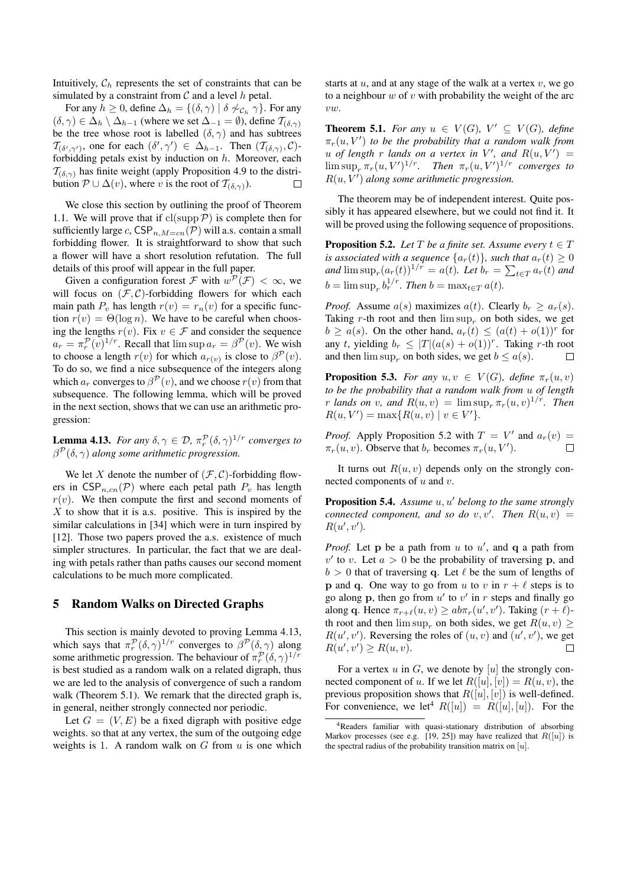Intuitively, $\mathcal{C}_h$ represents the set of constraints that can be simulated by a constraint from $\mathcal{C}$ and a level $h$ petal.

For any $h \geq 0$, define $\Delta_h = \{(\delta, \gamma) \mid \delta \not\sim_{\mathcal{C}_h} \gamma\}$. For any $(\delta, \gamma) \in \Delta_h \setminus \Delta_{h-1}$ (where we set $\Delta_{-1} = \emptyset$), define $\mathcal{T}_{(\delta,\gamma)}$ be the tree whose root is labelled $(\delta, \gamma)$ and has subtrees $\mathcal{T}_{(\delta',\gamma')}$, one for each $(\delta', \gamma') \in \Delta_{h-1}$. Then $(\mathcal{T}_{(\delta,\gamma)}, \mathcal{C})$-forbidding petals exist by induction on $h$. Moreover, each $\mathcal{T}_{(\delta,\gamma)}$ has finite weight (apply Proposition 4.9 to the distribution $\mathcal{P} \cup \Delta(v)$, where $v$ is the root of $\mathcal{T}_{(\delta,\gamma)}$). $\square$

We close this section by outlining the proof of Theorem 1.1. We will prove that if $\mathrm{cl}(\mathrm{supp}\,\mathcal{P})$ is complete then for sufficiently large $c$, $\mathsf{CSP}_{n,M=cn}(\mathcal{P})$ will a.s. contain a small forbidding flower. It is straightforward to show that such a flower will have a short resolution refutation. The full details of this proof will appear in the full paper.

Given a configuration forest $\mathcal{F}$ with $w^{\mathcal{P}}(\mathcal{F}) < \infty$, we will focus on $(\mathcal{F}, \mathcal{C})$-forbidding flowers for which each main path $P_v$ has length $r(v) = r_n(v)$ for a specific function $r(v) = \Theta(\log n)$. We have to be careful when choosing the lengths $r(v)$. Fix $v \in \mathcal{F}$ and consider the sequence $a_r = \pi_r^{\mathcal{P}}(v)^{1/r}$. Recall that $\limsup a_r = \beta^{\mathcal{P}}(v)$. We wish to choose a length $r(v)$ for which $a_{r(v)}$ is close to $\beta^{\mathcal{P}}(v)$. To do so, we find a nice subsequence of the integers along which $a_r$ converges to $\beta^{\mathcal{P}}(v)$, and we choose $r(v)$ from that subsequence. The following lemma, which will be proved in the next section, shows that we can use an arithmetic progression:

**Lemma 4.13.** *For any $\delta, \gamma \in \mathcal{D}$, $\pi_r^{\mathcal{P}}(\delta, \gamma)^{1/r}$ converges to $\beta^{\mathcal{P}}(\delta, \gamma)$ along some arithmetic progression.*

We let $X$ denote the number of $(\mathcal{F}, \mathcal{C})$-forbidding flowers in $\mathsf{CSP}_{n,cn}(\mathcal{P})$ where each petal path $P_v$ has length $r(v)$. We then compute the first and second moments of $X$ to show that it is a.s. positive. This is inspired by the similar calculations in [34] which were in turn inspired by [12]. Those two papers proved the a.s. existence of much simpler structures. In particular, the fact that we are dealing with petals rather than paths causes our second moment calculations to be much more complicated.

## 5 Random Walks on Directed Graphs

This section is mainly devoted to proving Lemma 4.13, which says that $\pi_r^{\mathcal{P}}(\delta, \gamma)^{1/r}$ converges to $\beta^{\mathcal{P}}(\delta, \gamma)$ along some arithmetic progression. The behaviour of $\pi_r^{\mathcal{P}}(\delta, \gamma)^{1/r}$ is best studied as a random walk on a related digraph, thus we are led to the analysis of convergence of such a random walk (Theorem 5.1). We remark that the directed graph is, in general, neither strongly connected nor periodic.

Let $G = (V, E)$ be a fixed digraph with positive edge weights. so that at any vertex, the sum of the outgoing edge weights is 1. A random walk on $G$ from $u$ is one which starts at $u$, and at any stage of the walk at a vertex $v$, we go to a neighbour $w$ of $v$ with probability the weight of the arc $vw$.

**Theorem 5.1.** *For any $u \in V(G)$, $V' \subseteq V(G)$, define $\pi_r(u, V')$ to be the probability that a random walk from $u$ of length $r$ lands on a vertex in $V'$, and $R(u, V') = \limsup_r \pi_r(u, V')^{1/r}$. Then $\pi_r(u, V')^{1/r}$ converges to $R(u, V')$ along some arithmetic progression.*

The theorem may be of independent interest. Quite possibly it has appeared elsewhere, but we could not find it. It will be proved using the following sequence of propositions.

**Proposition 5.2.** *Let $T$ be a finite set. Assume every $t \in T$ is associated with a sequence $\{a_r(t)\}$, such that $a_r(t) \geq 0$ and $\limsup_r (a_r(t))^{1/r} = a(t)$. Let $b_r = \sum_{t \in T} a_r(t)$ and $b = \limsup_r b_r^{1/r}$. Then $b = \max_{t \in T} a(t)$.*

*Proof.* Assume $a(s)$ maximizes $a(t)$. Clearly $b_r \geq a_r(s)$. Taking $r$-th root and then $\limsup_r$ on both sides, we get $b \geq a(s)$. On the other hand, $a_r(t) \leq (a(t) + o(1))^r$ for any $t$, yielding $b_r \leq |T|(a(s) + o(1))^r$. Taking $r$-th root and then $\limsup_r$ on both sides, we get $b \leq a(s)$. $\square$

**Proposition 5.3.** *For any $u, v \in V(G)$, define $\pi_r(u, v)$ to be the probability that a random walk from $u$ of length $r$ lands on $v$, and $R(u, v) = \limsup_r \pi_r(u, v)^{1/r}$. Then $R(u, V') = \max\{R(u, v) \mid v \in V'\}$.*

*Proof.* Apply Proposition 5.2 with $T = V'$ and $a_r(v) = \pi_r(u, v)$. Observe that $b_r$ becomes $\pi_r(u, V')$. $\square$

It turns out $R(u, v)$ depends only on the strongly connected components of $u$ and $v$.

**Proposition 5.4.** *Assume $u, u'$ belong to the same strongly connected component, and so do $v, v'$. Then $R(u, v) = R(u', v')$.*

*Proof.* Let $\mathbf{p}$ be a path from $u$ to $u'$, and $\mathbf{q}$ a path from $v'$ to $v$. Let $a > 0$ be the probability of traversing $\mathbf{p}$, and $b > 0$ that of traversing $\mathbf{q}$. Let $\ell$ be the sum of lengths of $\mathbf{p}$ and $\mathbf{q}$. One way to go from $u$ to $v$ in $r + \ell$ steps is to go along $\mathbf{p}$, then go from $u'$ to $v'$ in $r$ steps and finally go along $\mathbf{q}$. Hence $\pi_{r+\ell}(u, v) \geq ab\pi_r(u', v')$. Taking $(r + \ell)$-th root and then $\limsup_r$ on both sides, we get $R(u, v) \geq R(u', v')$. Reversing the roles of $(u, v)$ and $(u', v')$, we get $R(u', v') \geq R(u, v)$. $\square$

For a vertex $u$ in $G$, we denote by $[u]$ the strongly connected component of $u$. If we let $R([u], [v]) = R(u, v)$, the previous proposition shows that $R([u], [v])$ is well-defined. For convenience, we let[4] $R([u]) = R([u], [u])$. For the

[4] Readers familiar with quasi-stationary distribution of absorbing Markov processes (see e.g. [19, 25]) may have realized that $R([u])$ is the spectral radius of the probability transition matrix on $[u]$.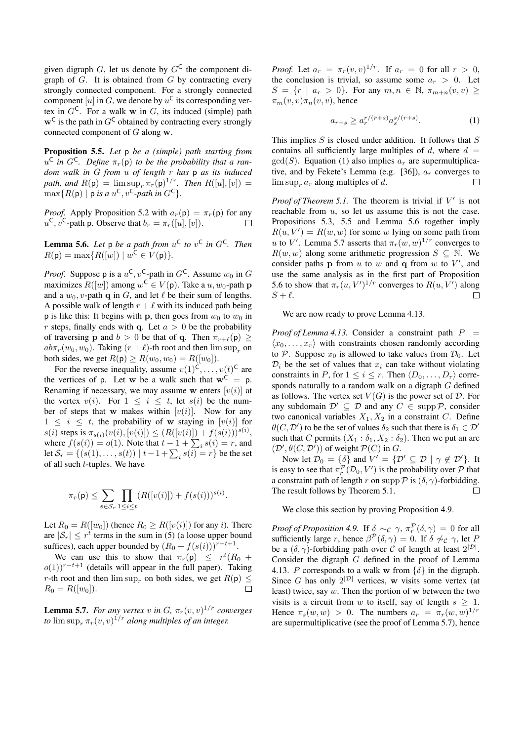given digraph $G$, let us denote by $G^{\mathsf{C}}$ the component digraph of $G$. It is obtained from $G$ by contracting every strongly connected component. For a strongly connected component $[u]$ in $G$, we denote by $u^{\mathsf{C}}$ its corresponding vertex in $G^{\mathsf{C}}$. For a walk $\mathbf{w}$ in $G$, its induced (simple) path $\mathbf{w}^{\mathsf{C}}$ is the path in $G^{\mathsf{C}}$ obtained by contracting every strongly connected component of $G$ along $\mathbf{w}$.

**Proposition 5.5.** *Let $\mathsf{p}$ be a (simple) path starting from $u^{\mathsf{C}}$ in $G^{\mathsf{C}}$. Define $\pi_r(\mathsf{p})$ to be the probability that a random walk in $G$ from $u$ of length $r$ has $\mathsf{p}$ as its induced path, and $R(\mathsf{p}) = \limsup_r \pi_r(\mathsf{p})^{1/r}$. Then $R([u],[v]) = \max\{R(\mathsf{p}) \mid \mathsf{p}$ is a $u^{\mathsf{C}}, v^{\mathsf{C}}$-path in $G^{\mathsf{C}}\}$.*

*Proof.* Apply Proposition 5.2 with $a_r(\mathsf{p}) = \pi_r(\mathsf{p})$ for any $u^{\mathsf{C}}, v^{\mathsf{C}}$-path $\mathsf{p}$. Observe that $b_r = \pi_r([u],[v])$. □

**Lemma 5.6.** *Let $\mathsf{p}$ be a path from $u^{\mathsf{C}}$ to $v^{\mathsf{C}}$ in $G^{\mathsf{C}}$. Then $R(\mathsf{p}) = \max\{R([w]) \mid w^{\mathsf{C}} \in V(\mathsf{p})\}$.*

*Proof.* Suppose $\mathsf{p}$ is a $u^{\mathsf{C}}, v^{\mathsf{C}}$-path in $G^{\mathsf{C}}$. Assume $w_0$ in $G$ maximizes $R([w])$ among $w^{\mathsf{C}} \in V(\mathsf{p})$. Take a $u, w_0$-path $\mathbf{p}$ and a $w_0, v$-path $\mathbf{q}$ in $G$, and let $\ell$ be their sum of lengths. A possible walk of length $r+\ell$ with its induced path being $\mathsf{p}$ is like this: It begins with $\mathbf{p}$, then goes from $w_0$ to $w_0$ in $r$ steps, finally ends with $\mathbf{q}$. Let $a > 0$ be the probability of traversing $\mathbf{p}$ and $b > 0$ be that of $\mathbf{q}$. Then $\pi_{r+\ell}(\mathsf{p}) \geq ab\pi_r(w_0, w_0)$. Taking $(r+\ell)$-th root and then $\limsup_r$ on both sides, we get $R(\mathsf{p}) \geq R(w_0, w_0) = R([w_0])$.

For the reverse inequality, assume $v(1)^{\mathsf{C}}, \ldots, v(t)^{\mathsf{C}}$ are the vertices of $\mathsf{p}$. Let $\mathbf{w}$ be a walk such that $\mathbf{w}^{\mathsf{C}} = \mathsf{p}$. Renaming if necessary, we may assume $\mathbf{w}$ enters $[v(i)]$ at the vertex $v(i)$. For $1 \leq i \leq t$, let $s(i)$ be the number of steps that $\mathbf{w}$ makes within $[v(i)]$. Now for any $1 \leq i \leq t$, the probability of $\mathbf{w}$ staying in $[v(i)]$ for $s(i)$ steps is $\pi_{s(i)}(v(i), [v(i)]) \leq (R([v(i)]) + f(s(i)))^{s(i)}$, where $f(s(i)) = o(1)$. Note that $t - 1 + \sum_i s(i) = r$, and let $\mathcal{S}_r = \{(s(1), \ldots, s(t)) \mid t-1+\sum_i s(i) = r\}$ be the set of all such $t$-tuples. We have

$$\pi_r(\mathsf{p}) \leq \sum_{\mathbf{s} \in \mathcal{S}_r} \prod_{1 \leq i \leq t} (R([v(i)]) + f(s(i)))^{s(i)}.$$

Let $R_0 = R([w_0])$ (hence $R_0 \geq R([v(i)])$ for any $i$). There are $|\mathcal{S}_r| \leq r^t$ terms in the sum in (5) (a loose upper bound suffices), each upper bounded by $(R_0 + f(s(i)))^{r-t+1}$.

We can use this to show that $\pi_r(\mathsf{p}) \leq r^t(R_0 + o(1))^{r-t+1}$ (details will appear in the full paper). Taking $r$-th root and then $\limsup_r$ on both sides, we get $R(\mathsf{p}) \leq R_0 = R([w_0])$. □

**Lemma 5.7.** *For any vertex $v$ in $G$, $\pi_r(v,v)^{1/r}$ converges to $\limsup_r \pi_r(v,v)^{1/r}$ along multiples of an integer.*

*Proof.* Let $a_r = \pi_r(v,v)^{1/r}$. If $a_r = 0$ for all $r > 0$, the conclusion is trivial, so assume some $a_r > 0$. Let $S = \{r \mid a_r > 0\}$. For any $m, n \in \mathbb{N}$, $\pi_{m+n}(v,v) \geq \pi_m(v,v)\pi_n(v,v)$, hence

$$a_{r+s} \geq a_r^{r/(r+s)} a_s^{s/(r+s)}. \tag{1}$$

This implies $S$ is closed under addition. It follows that $S$ contains all sufficiently large multiples of $d$, where $d = \gcd(S)$. Equation (1) also implies $a_r$ are supermultiplicative, and by Fekete's Lemma (e.g. [36]), $a_r$ converges to $\limsup_r a_r$ along multiples of $d$. □

*Proof of Theorem 5.1.* The theorem is trivial if $V'$ is not reachable from $u$, so let us assume this is not the case. Propositions 5.3, 5.5 and Lemma 5.6 together imply $R(u, V') = R(w,w)$ for some $w$ lying on some path from $u$ to $V'$. Lemma 5.7 asserts that $\pi_r(w,w)^{1/r}$ converges to $R(w,w)$ along some arithmetic progression $S \subseteq \mathbb{N}$. We consider paths $\mathbf{p}$ from $u$ to $w$ and $\mathbf{q}$ from $w$ to $V'$, and use the same analysis as in the first part of Proposition 5.6 to show that $\pi_r(u,V')^{1/r}$ converges to $R(u,V')$ along $S + \ell$. □

We are now ready to prove Lemma 4.13.

*Proof of Lemma 4.13.* Consider a constraint path $P = \langle x_0, \ldots, x_r \rangle$ with constraints chosen randomly according to $\mathcal{P}$. Suppose $x_0$ is allowed to take values from $\mathcal{D}_0$. Let $\mathcal{D}_i$ be the set of values that $x_i$ can take without violating constraints in $P$, for $1 \leq i \leq r$. Then $\langle D_0, \ldots, D_r \rangle$ corresponds naturally to a random walk on a digraph $G$ defined as follows. The vertex set $V(G)$ is the power set of $\mathcal{D}$. For any subdomain $\mathcal{D}' \subseteq \mathcal{D}$ and any $C \in \operatorname{supp} \mathcal{P}$, consider two canonical variables $X_1, X_2$ in a constraint $C$. Define $\theta(C, \mathcal{D}')$ to be the set of values $\delta_2$ such that there is $\delta_1 \in \mathcal{D}'$ such that $C$ permits $(X_1 : \delta_1, X_2 : \delta_2)$. Then we put an arc $(\mathcal{D}', \theta(C, \mathcal{D}'))$ of weight $\mathcal{P}(C)$ in $G$.

Now let $\mathcal{D}_0 = \{\delta\}$ and $V' = \{\mathcal{D}' \subseteq \mathcal{D} \mid \gamma \notin \mathcal{D}'\}$. It is easy to see that $\pi_r^{\mathcal{P}}(\mathcal{D}_0, V')$ is the probability over $\mathcal{P}$ that a constraint path of length $r$ on $\operatorname{supp} \mathcal{P}$ is $(\delta, \gamma)$-forbidding. The result follows by Theorem 5.1. □

We close this section by proving Proposition 4.9.

*Proof of Proposition 4.9.* If $\delta \sim_{\mathcal{C}} \gamma$, $\pi_r^{\mathcal{P}}(\delta, \gamma) = 0$ for all sufficiently large $r$, hence $\beta^{\mathcal{P}}(\delta, \gamma) = 0$. If $\delta \not\sim_{\mathcal{C}} \gamma$, let $P$ be a $(\delta, \gamma)$-forbidding path over $\mathcal{C}$ of length at least $2^{|\mathcal{D}|}$. Consider the digraph $G$ defined in the proof of Lemma 4.13. $P$ corresponds to a walk $\mathbf{w}$ from $\{\delta\}$ in the digraph. Since $G$ has only $2^{|\mathcal{D}|}$ vertices, $\mathbf{w}$ visits some vertex (at least) twice, say $w$. Then the portion of $\mathbf{w}$ between the two visits is a circuit from $w$ to itself, say of length $s \geq 1$. Hence $\pi_s(w,w) > 0$. The numbers $a_r = \pi_r(w,w)^{1/r}$ are supermultiplicative (see the proof of Lemma 5.7), hence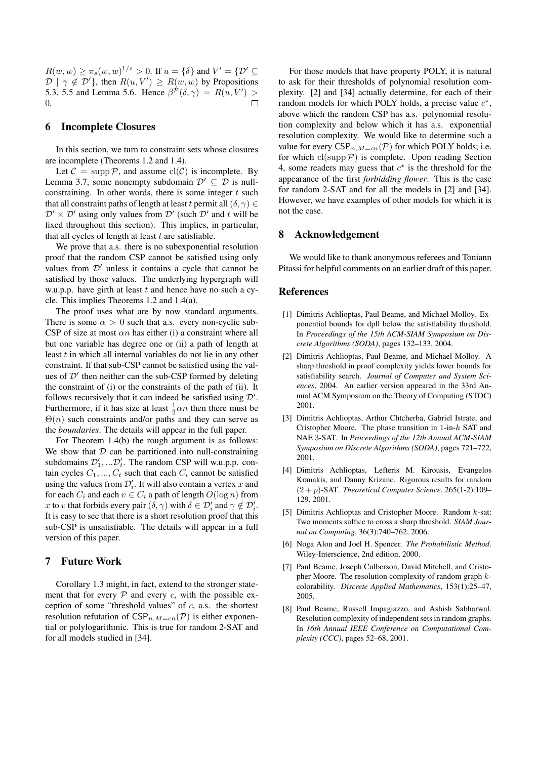$R(w,w) \geq \pi_s(w,w)^{1/s} > 0$. If $u = \{\delta\}$ and $V' = \{\mathcal{D}' \subseteq \mathcal{D} \mid \gamma \notin \mathcal{D}'\}$, then $R(u,V') \geq R(w,w)$ by Propositions 5.3, 5.5 and Lemma 5.6. Hence $\beta^{\mathcal{P}}(\delta,\gamma) = R(u,V') > 0$. $\square$

## 6 Incomplete Closures

In this section, we turn to constraint sets whose closures are incomplete (Theorems 1.2 and 1.4).

Let $\mathcal{C} = \operatorname{supp}\mathcal{P}$, and assume $\operatorname{cl}(\mathcal{C})$ is incomplete. By Lemma 3.7, some nonempty subdomain $\mathcal{D}' \subseteq \mathcal{D}$ is null-constraining. In other words, there is some integer $t$ such that all constraint paths of length at least $t$ permit all $(\delta,\gamma) \in \mathcal{D}' \times \mathcal{D}'$ using only values from $\mathcal{D}'$ (such $\mathcal{D}'$ and $t$ will be fixed throughout this section). This implies, in particular, that all cycles of length at least $t$ are satisfiable.

We prove that a.s. there is no subexponential resolution proof that the random CSP cannot be satisfied using only values from $\mathcal{D}'$ unless it contains a cycle that cannot be satisfied by those values. The underlying hypergraph will w.u.p.p. have girth at least $t$ and hence have no such cycle. This implies Theorems 1.2 and 1.4(a).

The proof uses what are by now standard arguments. There is some $\alpha > 0$ such that a.s. every non-cyclic sub-CSP of size at most $\alpha n$ has either (i) a constraint where all but one variable has degree one or (ii) a path of length at least $t$ in which all internal variables do not lie in any other constraint. If that sub-CSP cannot be satisfied using the values of $\mathcal{D}'$ then neither can the sub-CSP formed by deleting the constraint of (i) or the constraints of the path of (ii). It follows recursively that it can indeed be satisfied using $\mathcal{D}'$. Furthermore, if it has size at least $\frac{1}{2}\alpha n$ then there must be $\Theta(n)$ such constraints and/or paths and they can serve as the *boundaries*. The details will appear in the full paper.

For Theorem 1.4(b) the rough argument is as follows: We show that $\mathcal{D}$ can be partitioned into null-constraining subdomains $\mathcal{D}'_1, \ldots \mathcal{D}'_t$. The random CSP will w.u.p.p. contain cycles $C_1, \ldots, C_t$ such that each $C_i$ cannot be satisfied using the values from $\mathcal{D}'_i$. It will also contain a vertex $x$ and for each $C_i$ and each $v \in C_i$ a path of length $O(\log n)$ from $x$ to $v$ that forbids every pair $(\delta,\gamma)$ with $\delta \in \mathcal{D}'_i$ and $\gamma \notin \mathcal{D}'_i$. It is easy to see that there is a short resolution proof that this sub-CSP is unsatisfiable. The details will appear in a full version of this paper.

## 7 Future Work

Corollary 1.3 might, in fact, extend to the stronger statement that for every $\mathcal{P}$ and every $c$, with the possible exception of some "threshold values" of $c$, a.s. the shortest resolution refutation of $\mathsf{CSP}_{n,M=cn}(\mathcal{P})$ is either exponential or polylogarithmic. This is true for random 2-SAT and for all models studied in [34].

For those models that have property POLY, it is natural to ask for their thresholds of polynomial resolution complexity. [2] and [34] actually determine, for each of their random models for which POLY holds, a precise value $c^*$, above which the random CSP has a.s. polynomial resolution complexity and below which it has a.s. exponential resolution complexity. We would like to determine such a value for every $\mathsf{CSP}_{n,M=cn}(\mathcal{P})$ for which POLY holds; i.e. for which $\operatorname{cl}(\operatorname{supp}\mathcal{P})$ is complete. Upon reading Section 4, some readers may guess that $c^*$ is the threshold for the appearance of the first *forbidding flower*. This is the case for random 2-SAT and for all the models in [2] and [34]. However, we have examples of other models for which it is not the case.

## 8 Acknowledgement

We would like to thank anonymous referees and Toniann Pitassi for helpful comments on an earlier draft of this paper.

## References

[1] Dimitris Achlioptas, Paul Beame, and Michael Molloy. Exponential bounds for dpll below the satisfiability threshold. In *Proceedings of the 15th ACM-SIAM Symposium on Discrete Algorithms (SODA)*, pages 132–133, 2004.

[2] Dimitris Achlioptas, Paul Beame, and Michael Molloy. A sharp threshold in proof complexity yields lower bounds for satisfiability search. *Journal of Computer and System Sciences*, 2004. An earlier version appeared in the 33rd Annual ACM Symposium on the Theory of Computing (STOC) 2001.

[3] Dimitris Achlioptas, Arthur Chtcherba, Gabriel Istrate, and Cristopher Moore. The phase transition in 1-in-$k$ SAT and NAE 3-SAT. In *Proceedings of the 12th Annual ACM-SIAM Symposium on Discrete Algorithms (SODA)*, pages 721–722, 2001.

[4] Dimitris Achlioptas, Lefteris M. Kirousis, Evangelos Kranakis, and Danny Krizanc. Rigorous results for random $(2+p)$-SAT. *Theoretical Computer Science*, 265(1-2):109–129, 2001.

[5] Dimitris Achlioptas and Cristopher Moore. Random $k$-sat: Two moments suffice to cross a sharp threshold. *SIAM Journal on Computing*, 36(3):740–762, 2006.

[6] Noga Alon and Joel H. Spencer. *The Probabilistic Method*. Wiley-Interscience, 2nd edition, 2000.

[7] Paul Beame, Joseph Culberson, David Mitchell, and Cristopher Moore. The resolution complexity of random graph $k$-colorability. *Discrete Applied Mathematics*, 153(1):25–47, 2005.

[8] Paul Beame, Russell Impagiazzo, and Ashish Sabharwal. Resolution complexity of independent sets in random graphs. In *16th Annual IEEE Conference on Computational Complexity (CCC)*, pages 52–68, 2001.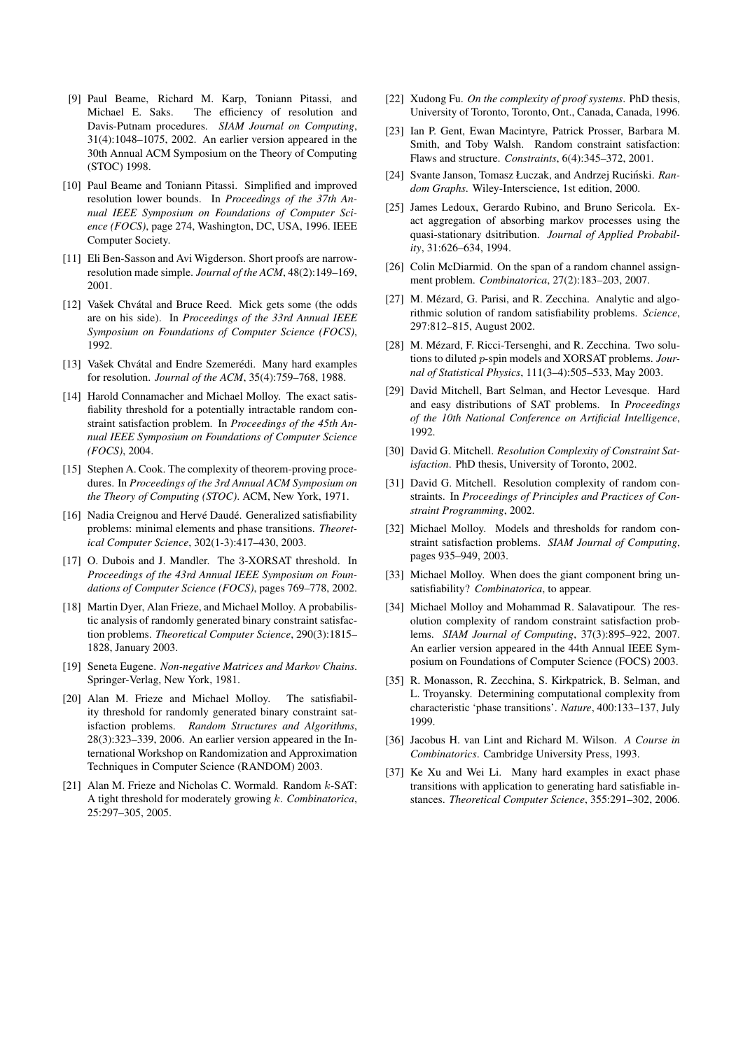[9] Paul Beame, Richard M. Karp, Toniann Pitassi, and Michael E. Saks. The efficiency of resolution and Davis-Putnam procedures. *SIAM Journal on Computing*, 31(4):1048–1075, 2002. An earlier version appeared in the 30th Annual ACM Symposium on the Theory of Computing (STOC) 1998.

[10] Paul Beame and Toniann Pitassi. Simplified and improved resolution lower bounds. In *Proceedings of the 37th Annual IEEE Symposium on Foundations of Computer Science (FOCS)*, page 274, Washington, DC, USA, 1996. IEEE Computer Society.

[11] Eli Ben-Sasson and Avi Wigderson. Short proofs are narrow-resolution made simple. *Journal of the ACM*, 48(2):149–169, 2001.

[12] Vašek Chvátal and Bruce Reed. Mick gets some (the odds are on his side). In *Proceedings of the 33rd Annual IEEE Symposium on Foundations of Computer Science (FOCS)*, 1992.

[13] Vašek Chvátal and Endre Szemerédi. Many hard examples for resolution. *Journal of the ACM*, 35(4):759–768, 1988.

[14] Harold Connamacher and Michael Molloy. The exact satisfiability threshold for a potentially intractable random constraint satisfaction problem. In *Proceedings of the 45th Annual IEEE Symposium on Foundations of Computer Science (FOCS)*, 2004.

[15] Stephen A. Cook. The complexity of theorem-proving procedures. In *Proceedings of the 3rd Annual ACM Symposium on the Theory of Computing (STOC)*. ACM, New York, 1971.

[16] Nadia Creignou and Hervé Daudé. Generalized satisfiability problems: minimal elements and phase transitions. *Theoretical Computer Science*, 302(1-3):417–430, 2003.

[17] O. Dubois and J. Mandler. The 3-XORSAT threshold. In *Proceedings of the 43rd Annual IEEE Symposium on Foundations of Computer Science (FOCS)*, pages 769–778, 2002.

[18] Martin Dyer, Alan Frieze, and Michael Molloy. A probabilistic analysis of randomly generated binary constraint satisfaction problems. *Theoretical Computer Science*, 290(3):1815–1828, January 2003.

[19] Seneta Eugene. *Non-negative Matrices and Markov Chains*. Springer-Verlag, New York, 1981.

[20] Alan M. Frieze and Michael Molloy. The satisfiability threshold for randomly generated binary constraint satisfaction problems. *Random Structures and Algorithms*, 28(3):323–339, 2006. An earlier version appeared in the International Workshop on Randomization and Approximation Techniques in Computer Science (RANDOM) 2003.

[21] Alan M. Frieze and Nicholas C. Wormald. Random $k$-SAT: A tight threshold for moderately growing $k$. *Combinatorica*, 25:297–305, 2005.

[22] Xudong Fu. *On the complexity of proof systems*. PhD thesis, University of Toronto, Toronto, Ont., Canada, Canada, 1996.

[23] Ian P. Gent, Ewan Macintyre, Patrick Prosser, Barbara M. Smith, and Toby Walsh. Random constraint satisfaction: Flaws and structure. *Constraints*, 6(4):345–372, 2001.

[24] Svante Janson, Tomasz Łuczak, and Andrzej Ruciński. *Random Graphs*. Wiley-Interscience, 1st edition, 2000.

[25] James Ledoux, Gerardo Rubino, and Bruno Sericola. Exact aggregation of absorbing markov processes using the quasi-stationary dsitribution. *Journal of Applied Probability*, 31:626–634, 1994.

[26] Colin McDiarmid. On the span of a random channel assignment problem. *Combinatorica*, 27(2):183–203, 2007.

[27] M. Mézard, G. Parisi, and R. Zecchina. Analytic and algorithmic solution of random satisfiability problems. *Science*, 297:812–815, August 2002.

[28] M. Mézard, F. Ricci-Tersenghi, and R. Zecchina. Two solutions to diluted $p$-spin models and XORSAT problems. *Journal of Statistical Physics*, 111(3–4):505–533, May 2003.

[29] David Mitchell, Bart Selman, and Hector Levesque. Hard and easy distributions of SAT problems. In *Proceedings of the 10th National Conference on Artificial Intelligence*, 1992.

[30] David G. Mitchell. *Resolution Complexity of Constraint Satisfaction*. PhD thesis, University of Toronto, 2002.

[31] David G. Mitchell. Resolution complexity of random constraints. In *Proceedings of Principles and Practices of Constraint Programming*, 2002.

[32] Michael Molloy. Models and thresholds for random constraint satisfaction problems. *SIAM Journal of Computing*, pages 935–949, 2003.

[33] Michael Molloy. When does the giant component bring unsatisfiability? *Combinatorica*, to appear.

[34] Michael Molloy and Mohammad R. Salavatipour. The resolution complexity of random constraint satisfaction problems. *SIAM Journal of Computing*, 37(3):895–922, 2007. An earlier version appeared in the 44th Annual IEEE Symposium on Foundations of Computer Science (FOCS) 2003.

[35] R. Monasson, R. Zecchina, S. Kirkpatrick, B. Selman, and L. Troyansky. Determining computational complexity from characteristic 'phase transitions'. *Nature*, 400:133–137, July 1999.

[36] Jacobus H. van Lint and Richard M. Wilson. *A Course in Combinatorics*. Cambridge University Press, 1993.

[37] Ke Xu and Wei Li. Many hard examples in exact phase transitions with application to generating hard satisfiable instances. *Theoretical Computer Science*, 355:291–302, 2006.